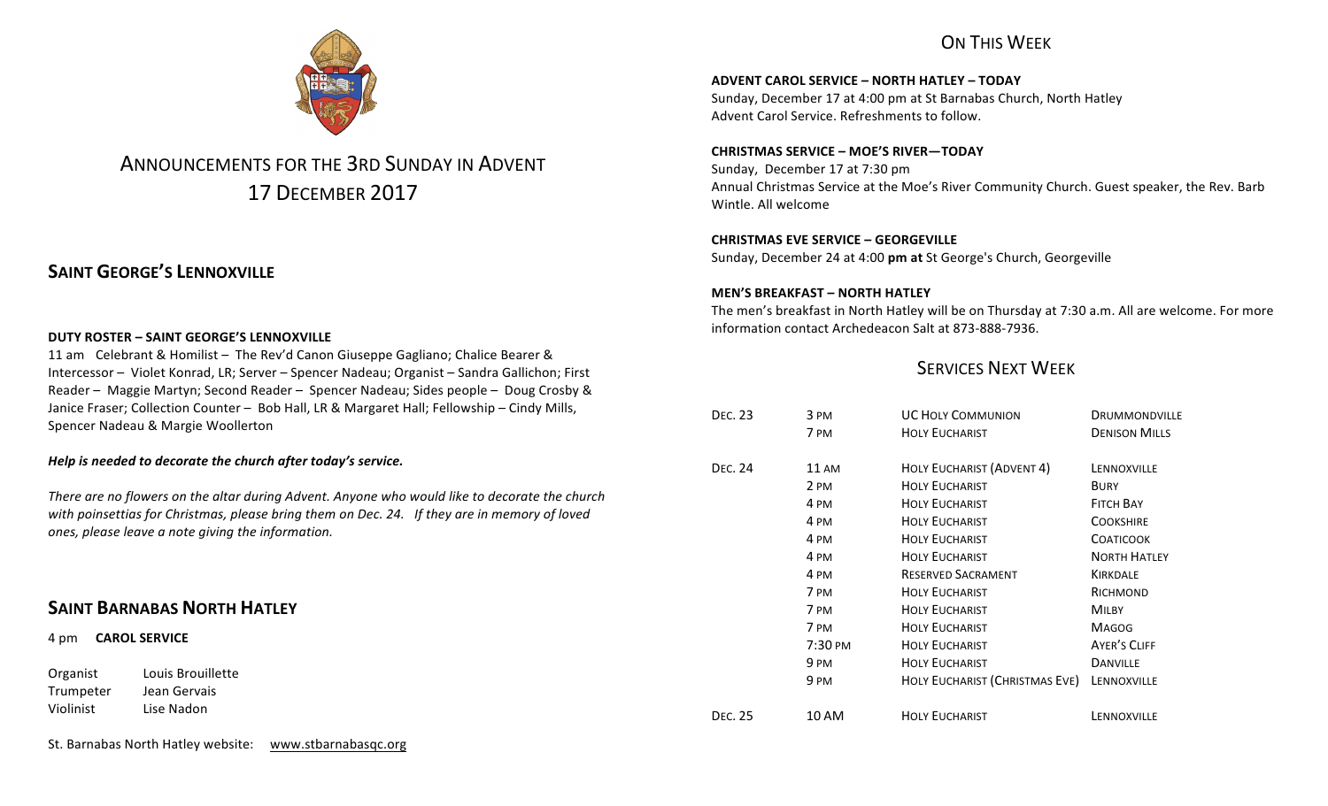# Announcements for the 3rd Sunday in Advent
# 17 December 2017

## Saint George's Lennoxville

**DUTY ROSTER – SAINT GEORGE'S LENNOXVILLE**

11 am Celebrant & Homilist – The Rev'd Canon Giuseppe Gagliano; Chalice Bearer & Intercessor – Violet Konrad, LR; Server – Spencer Nadeau; Organist – Sandra Gallichon; First Reader – Maggie Martyn; Second Reader – Spencer Nadeau; Sides people – Doug Crosby & Janice Fraser; Collection Counter – Bob Hall, LR & Margaret Hall; Fellowship – Cindy Mills, Spencer Nadeau & Margie Woollerton

***Help is needed to decorate the church after today's service.***

*There are no flowers on the altar during Advent. Anyone who would like to decorate the church with poinsettias for Christmas, please bring them on Dec. 24. If they are in memory of loved ones, please leave a note giving the information.*

## Saint Barnabas North Hatley

4 pm **CAROL SERVICE**

| | |
|---|---|
| Organist | Louis Brouillette |
| Trumpeter | Jean Gervais |
| Violinist | Lise Nadon |

St. Barnabas North Hatley website: www.stbarnabasqc.org

## On This Week

**ADVENT CAROL SERVICE – NORTH HATLEY – TODAY**

Sunday, December 17 at 4:00 pm at St Barnabas Church, North Hatley
Advent Carol Service. Refreshments to follow.

**CHRISTMAS SERVICE – MOE'S RIVER—TODAY**

Sunday, December 17 at 7:30 pm
Annual Christmas Service at the Moe's River Community Church. Guest speaker, the Rev. Barb Wintle. All welcome

**CHRISTMAS EVE SERVICE – GEORGEVILLE**

Sunday, December 24 at 4:00 **pm at** St George's Church, Georgeville

**MEN'S BREAKFAST – NORTH HATLEY**

The men's breakfast in North Hatley will be on Thursday at 7:30 a.m. All are welcome. For more information contact Archedeacon Salt at 873-888-7936.

## Services Next Week

| | | | |
|---|---|---|---|
| Dec. 23 | 3 pm | UC Holy Communion | Drummondville |
| | 7 pm | Holy Eucharist | Denison Mills |
| Dec. 24 | 11 am | Holy Eucharist (Advent 4) | Lennoxville |
| | 2 pm | Holy Eucharist | Bury |
| | 4 pm | Holy Eucharist | Fitch Bay |
| | 4 pm | Holy Eucharist | Cookshire |
| | 4 pm | Holy Eucharist | Coaticook |
| | 4 pm | Holy Eucharist | North Hatley |
| | 4 pm | Reserved Sacrament | Kirkdale |
| | 7 pm | Holy Eucharist | Richmond |
| | 7 pm | Holy Eucharist | Milby |
| | 7 pm | Holy Eucharist | Magog |
| | 7:30 pm | Holy Eucharist | Ayer's Cliff |
| | 9 pm | Holy Eucharist | Danville |
| | 9 pm | Holy Eucharist (Christmas Eve) | Lennoxville |
| Dec. 25 | 10 am | Holy Eucharist | Lennoxville |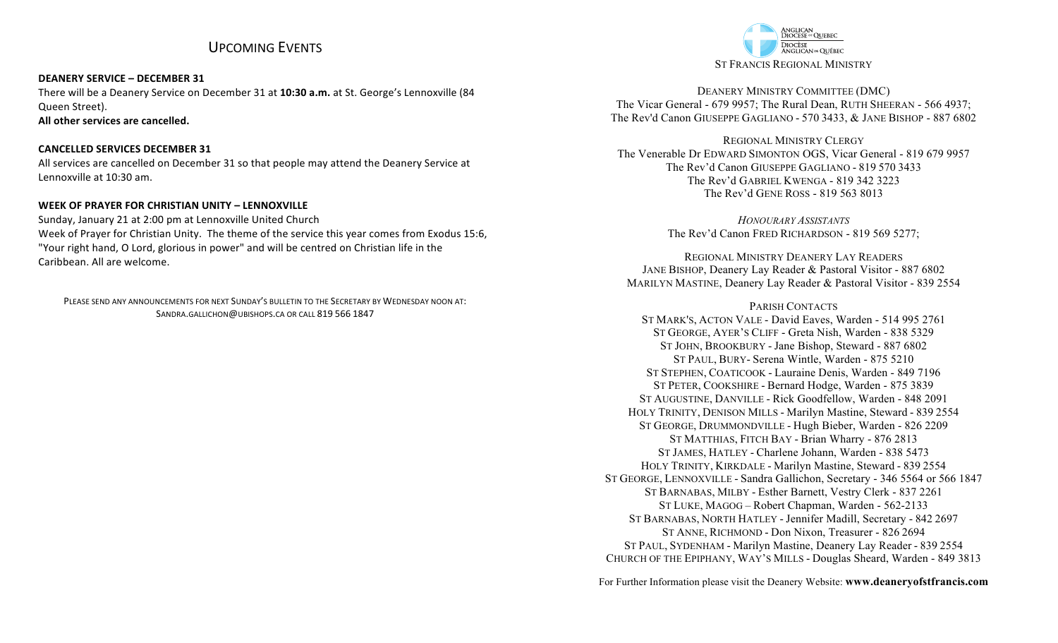# Upcoming Events

### DEANERY SERVICE – DECEMBER 31

There will be a Deanery Service on December 31 at **10:30 a.m.** at St. George's Lennoxville (84 Queen Street).

**All other services are cancelled.**

### CANCELLED SERVICES DECEMBER 31

All services are cancelled on December 31 so that people may attend the Deanery Service at Lennoxville at 10:30 am.

### WEEK OF PRAYER FOR CHRISTIAN UNITY – LENNOXVILLE

Sunday, January 21 at 2:00 pm at Lennoxville United Church

Week of Prayer for Christian Unity. The theme of the service this year comes from Exodus 15:6, "Your right hand, O Lord, glorious in power" and will be centred on Christian life in the Caribbean. All are welcome.

PLEASE SEND ANY ANNOUNCEMENTS FOR NEXT SUNDAY'S BULLETIN TO THE SECRETARY BY WEDNESDAY NOON AT: SANDRA.GALLICHON@UBISHOPS.CA OR CALL 819 566 1847

Anglican Diocese of Quebec
Diocèse Anglican du Québec

ST FRANCIS REGIONAL MINISTRY

DEANERY MINISTRY COMMITTEE (DMC)
The Vicar General - 679 9957; The Rural Dean, RUTH SHEERAN - 566 4937;
The Rev'd Canon GIUSEPPE GAGLIANO - 570 3433, & JANE BISHOP - 887 6802

REGIONAL MINISTRY CLERGY
The Venerable Dr EDWARD SIMONTON OGS, Vicar General - 819 679 9957
The Rev'd Canon GIUSEPPE GAGLIANO - 819 570 3433
The Rev'd GABRIEL KWENGA - 819 342 3223
The Rev'd GENE ROSS - 819 563 8013

*HONOURARY ASSISTANTS*
The Rev'd Canon FRED RICHARDSON - 819 569 5277;

REGIONAL MINISTRY DEANERY LAY READERS
JANE BISHOP, Deanery Lay Reader & Pastoral Visitor - 887 6802
MARILYN MASTINE, Deanery Lay Reader & Pastoral Visitor - 839 2554

PARISH CONTACTS
ST MARK'S, ACTON VALE - David Eaves, Warden - 514 995 2761
ST GEORGE, AYER'S CLIFF - Greta Nish, Warden - 838 5329
ST JOHN, BROOKBURY - Jane Bishop, Steward - 887 6802
ST PAUL, BURY- Serena Wintle, Warden - 875 5210
ST STEPHEN, COATICOOK - Lauraine Denis, Warden - 849 7196
ST PETER, COOKSHIRE - Bernard Hodge, Warden - 875 3839
ST AUGUSTINE, DANVILLE - Rick Goodfellow, Warden - 848 2091
HOLY TRINITY, DENISON MILLS - Marilyn Mastine, Steward - 839 2554
ST GEORGE, DRUMMONDVILLE - Hugh Bieber, Warden - 826 2209
ST MATTHIAS, FITCH BAY - Brian Wharry - 876 2813
ST JAMES, HATLEY - Charlene Johann, Warden - 838 5473
HOLY TRINITY, KIRKDALE - Marilyn Mastine, Steward - 839 2554
ST GEORGE, LENNOXVILLE - Sandra Gallichon, Secretary - 346 5564 or 566 1847
ST BARNABAS, MILBY - Esther Barnett, Vestry Clerk - 837 2261
ST LUKE, MAGOG – Robert Chapman, Warden - 562-2133
ST BARNABAS, NORTH HATLEY - Jennifer Madill, Secretary - 842 2697
ST ANNE, RICHMOND - Don Nixon, Treasurer - 826 2694
ST PAUL, SYDENHAM - Marilyn Mastine, Deanery Lay Reader - 839 2554
CHURCH OF THE EPIPHANY, WAY'S MILLS - Douglas Sheard, Warden - 849 3813

For Further Information please visit the Deanery Website: **www.deaneryofstfrancis.com**